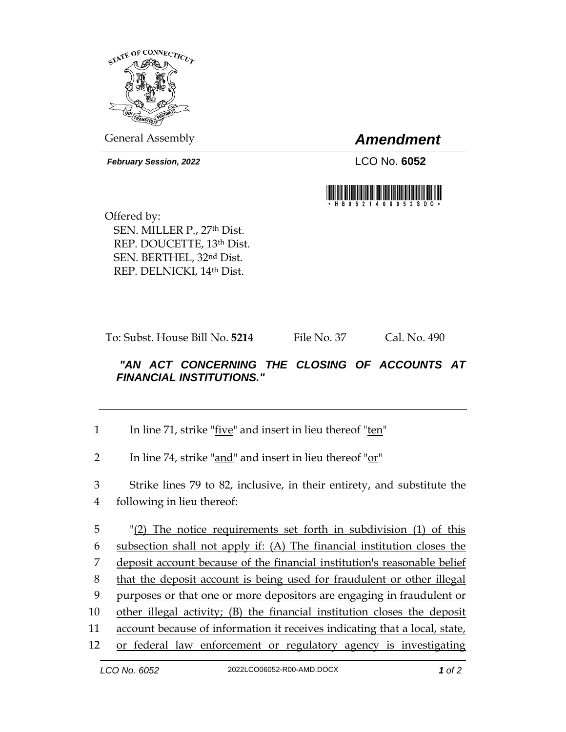General Assembly

# *Amendment*

***February Session, 2022***

LCO No. **6052**

\* H B 0 5 2 1 4 0 6 0 5 2 S D O \*

Offered by:
SEN. MILLER P., 27th Dist.
REP. DOUCETTE, 13th Dist.
SEN. BERTHEL, 32nd Dist.
REP. DELNICKI, 14th Dist.

To: Subst. House Bill No. **5214** File No. 37 Cal. No. 490

***"AN ACT CONCERNING THE CLOSING OF ACCOUNTS AT FINANCIAL INSTITUTIONS."***

---

1 In line 71, strike "<u>five</u>" and insert in lieu thereof "<u>ten</u>"

2 In line 74, strike "<u>and</u>" and insert in lieu thereof "<u>or</u>"

3 Strike lines 79 to 82, inclusive, in their entirety, and substitute the
4 following in lieu thereof:

5 "<u>(2) The notice requirements set forth in subdivision (1) of this</u>
6 <u>subsection shall not apply if: (A) The financial institution closes the</u>
7 <u>deposit account because of the financial institution's reasonable belief</u>
8 <u>that the deposit account is being used for fraudulent or other illegal</u>
9 <u>purposes or that one or more depositors are engaging in fraudulent or</u>
10 <u>other illegal activity; (B) the financial institution closes the deposit</u>
11 <u>account because of information it receives indicating that a local, state,</u>
12 <u>or federal law enforcement or regulatory agency is investigating</u>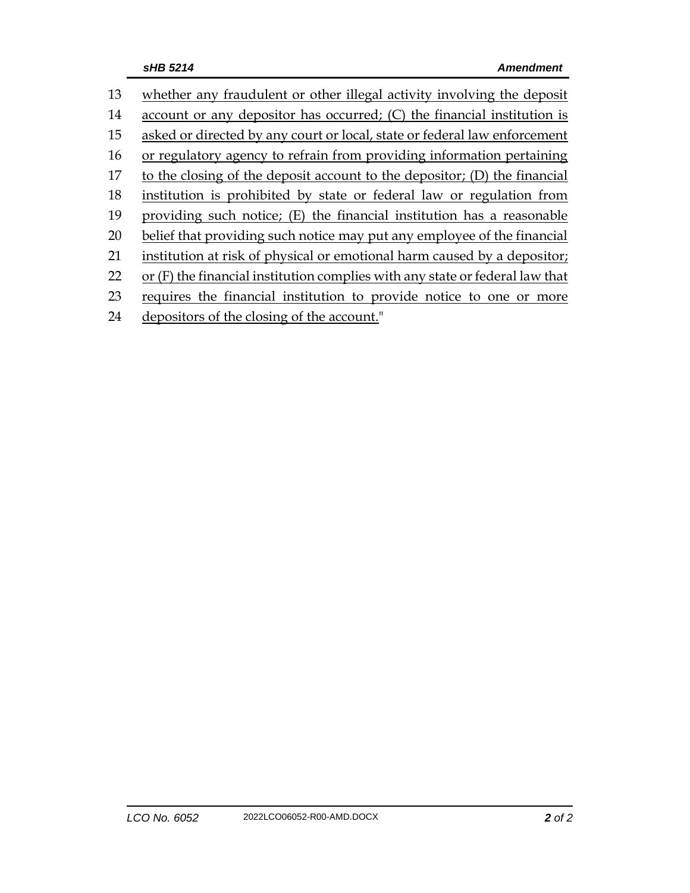whether any fraudulent or other illegal activity involving the deposit account or any depositor has occurred; (C) the financial institution is asked or directed by any court or local, state or federal law enforcement or regulatory agency to refrain from providing information pertaining to the closing of the deposit account to the depositor; (D) the financial institution is prohibited by state or federal law or regulation from providing such notice; (E) the financial institution has a reasonable belief that providing such notice may put any employee of the financial institution at risk of physical or emotional harm caused by a depositor; or (F) the financial institution complies with any state or federal law that requires the financial institution to provide notice to one or more depositors of the closing of the account."